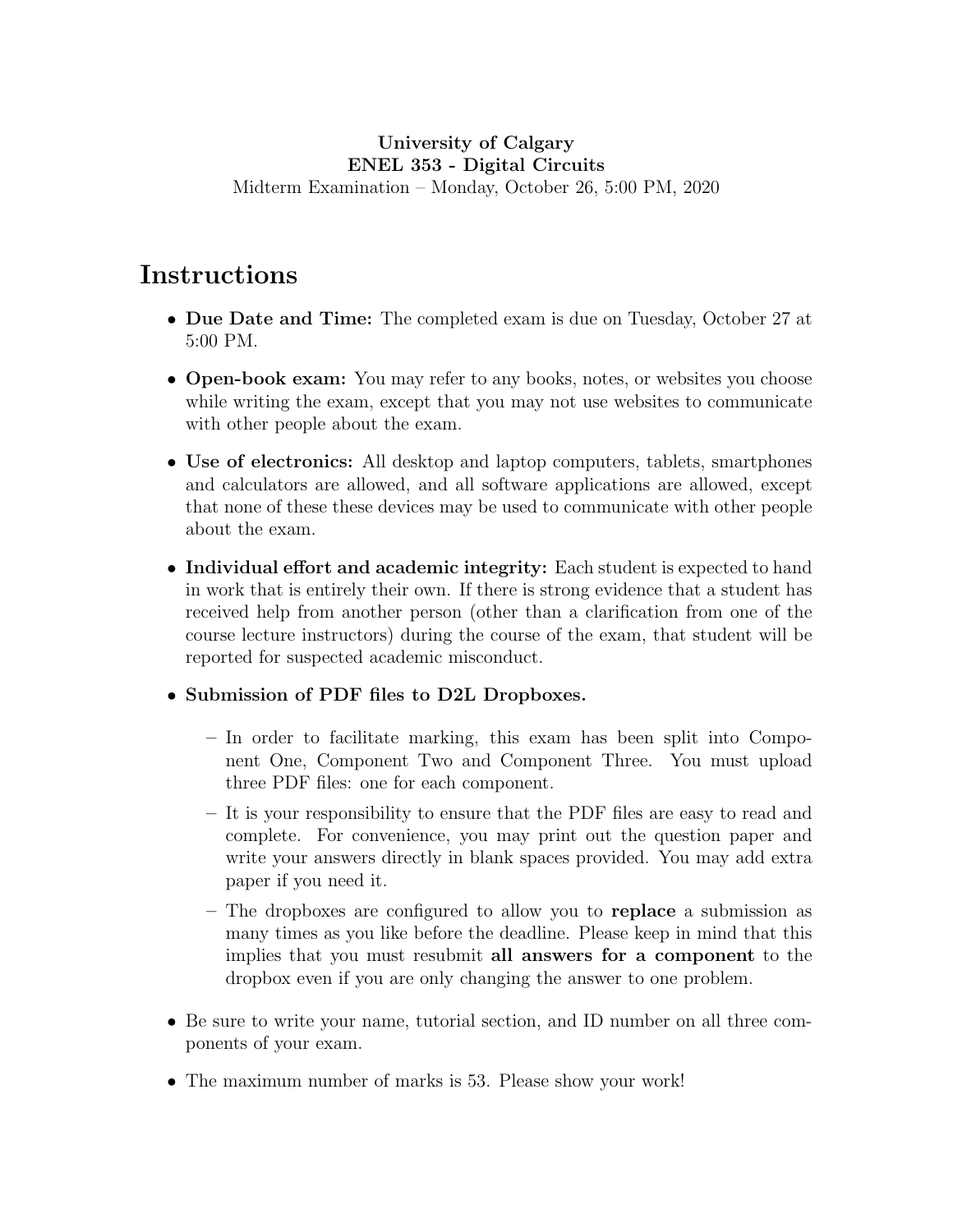**University of Calgary**
**ENEL 353 - Digital Circuits**
Midterm Examination – Monday, October 26, 5:00 PM, 2020

# Instructions

- **Due Date and Time:** The completed exam is due on Tuesday, October 27 at 5:00 PM.
- **Open-book exam:** You may refer to any books, notes, or websites you choose while writing the exam, except that you may not use websites to communicate with other people about the exam.
- **Use of electronics:** All desktop and laptop computers, tablets, smartphones and calculators are allowed, and all software applications are allowed, except that none of these these devices may be used to communicate with other people about the exam.
- **Individual effort and academic integrity:** Each student is expected to hand in work that is entirely their own. If there is strong evidence that a student has received help from another person (other than a clarification from one of the course lecture instructors) during the course of the exam, that student will be reported for suspected academic misconduct.
- **Submission of PDF files to D2L Dropboxes.**
  - In order to facilitate marking, this exam has been split into Component One, Component Two and Component Three. You must upload three PDF files: one for each component.
  - It is your responsibility to ensure that the PDF files are easy to read and complete. For convenience, you may print out the question paper and write your answers directly in blank spaces provided. You may add extra paper if you need it.
  - The dropboxes are configured to allow you to **replace** a submission as many times as you like before the deadline. Please keep in mind that this implies that you must resubmit **all answers for a component** to the dropbox even if you are only changing the answer to one problem.
- Be sure to write your name, tutorial section, and ID number on all three components of your exam.
- The maximum number of marks is 53. Please show your work!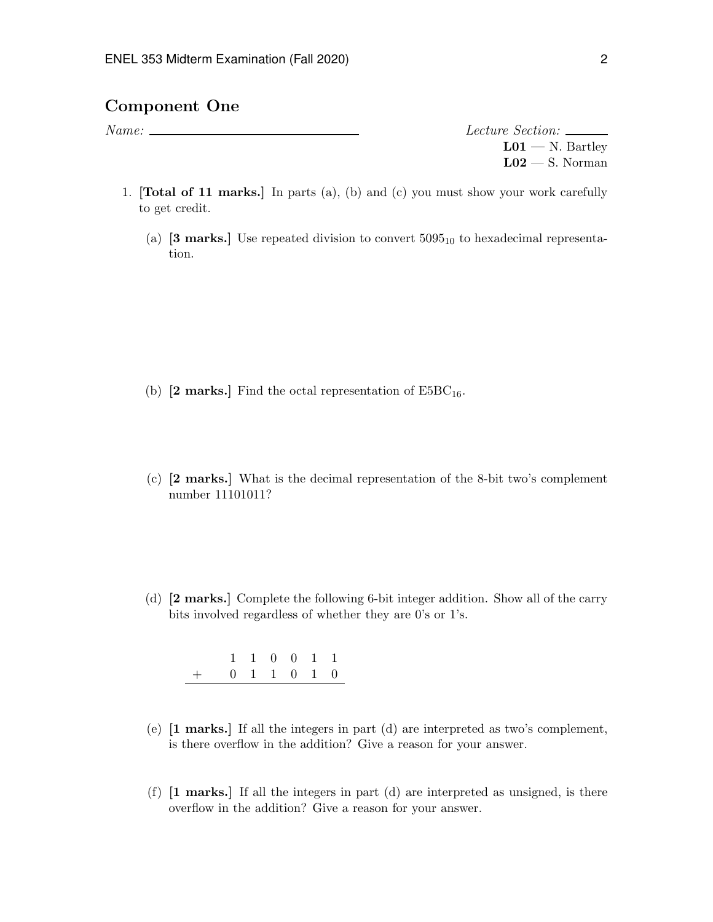## Component One

*Name:* ______________________ *Lecture Section:* ______

**L01** — N. Bartley
**L02** — S. Norman

1. **[Total of 11 marks.]** In parts (a), (b) and (c) you must show your work carefully to get credit.

   (a) **[3 marks.]** Use repeated division to convert $5095_{10}$ to hexadecimal representation.

   (b) **[2 marks.]** Find the octal representation of $\text{E5BC}_{16}$.

   (c) **[2 marks.]** What is the decimal representation of the 8-bit two's complement number 11101011?

   (d) **[2 marks.]** Complete the following 6-bit integer addition. Show all of the carry bits involved regardless of whether they are 0's or 1's.

   ```
         1  1  0  0  1  1
   +     0  1  1  0  1  0
   --------------------
   ```

   (e) **[1 marks.]** If all the integers in part (d) are interpreted as two's complement, is there overflow in the addition? Give a reason for your answer.

   (f) **[1 marks.]** If all the integers in part (d) are interpreted as unsigned, is there overflow in the addition? Give a reason for your answer.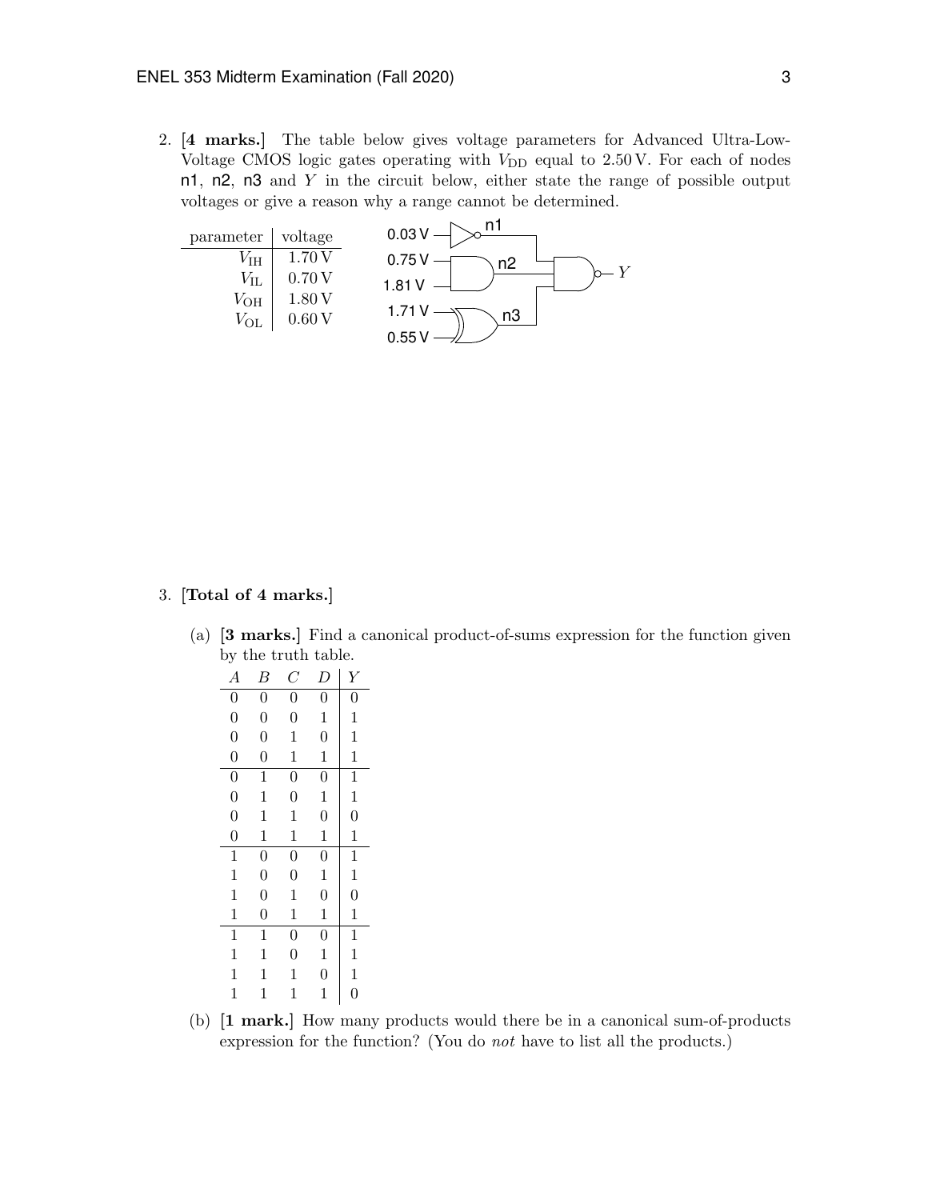2. **[4 marks.]** The table below gives voltage parameters for Advanced Ultra-Low-Voltage CMOS logic gates operating with $V_{DD}$ equal to 2.50 V. For each of nodes n1, n2, n3 and $Y$ in the circuit below, either state the range of possible output voltages or give a reason why a range cannot be determined.

| parameter | voltage |
|---|---|
| $V_{IH}$ | 1.70 V |
| $V_{IL}$ | 0.70 V |
| $V_{OH}$ | 1.80 V |
| $V_{OL}$ | 0.60 V |

Circuit: 0.03 V → inverter → n1; 0.75 V and 1.81 V → AND → n2; 1.71 V and 0.55 V → XOR → n3; n1, n2, n3 → NAND → $Y$.

3. **[Total of 4 marks.]**

(a) **[3 marks.]** Find a canonical product-of-sums expression for the function given by the truth table.

| $A$ | $B$ | $C$ | $D$ | $Y$ |
|---|---|---|---|---|
| 0 | 0 | 0 | 0 | 0 |
| 0 | 0 | 0 | 1 | 1 |
| 0 | 0 | 1 | 0 | 1 |
| 0 | 0 | 1 | 1 | 1 |
| 0 | 1 | 0 | 0 | 1 |
| 0 | 1 | 0 | 1 | 1 |
| 0 | 1 | 1 | 0 | 0 |
| 0 | 1 | 1 | 1 | 1 |
| 1 | 0 | 0 | 0 | 1 |
| 1 | 0 | 0 | 1 | 1 |
| 1 | 0 | 1 | 0 | 0 |
| 1 | 0 | 1 | 1 | 1 |
| 1 | 1 | 0 | 0 | 1 |
| 1 | 1 | 0 | 1 | 1 |
| 1 | 1 | 1 | 0 | 1 |
| 1 | 1 | 1 | 1 | 0 |

(b) **[1 mark.]** How many products would there be in a canonical sum-of-products expression for the function? (You do *not* have to list all the products.)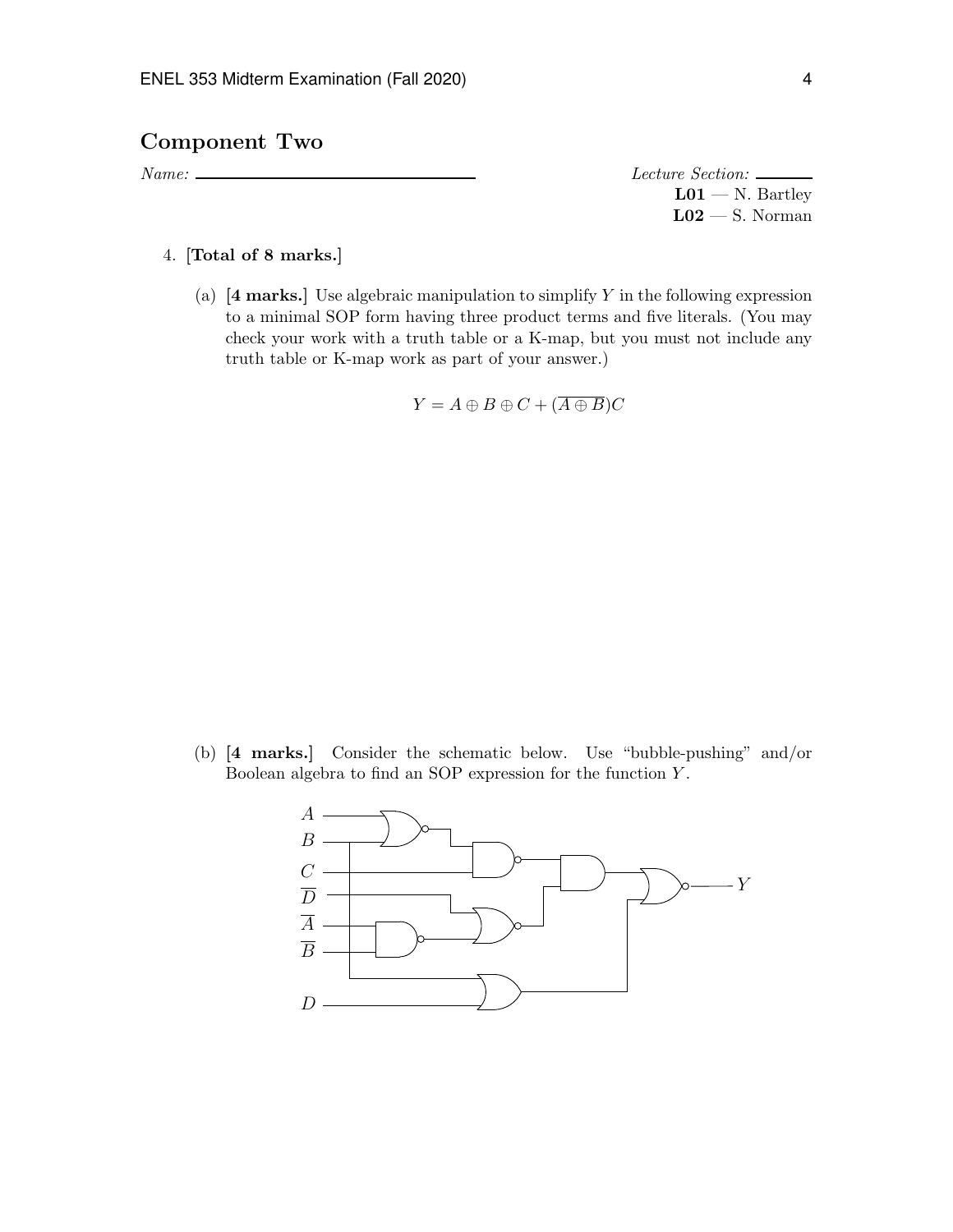## Component Two

*Name:* ____________________ *Lecture Section:* ______

**L01** — N. Bartley
**L02** — S. Norman

4. **[Total of 8 marks.]**

   (a) **[4 marks.]** Use algebraic manipulation to simplify $Y$ in the following expression to a minimal SOP form having three product terms and five literals. (You may check your work with a truth table or a K-map, but you must not include any truth table or K-map work as part of your answer.)

$$Y = A \oplus B \oplus C + (\overline{A \oplus B})C$$

   (b) **[4 marks.]** Consider the schematic below. Use "bubble-pushing" and/or Boolean algebra to find an SOP expression for the function $Y$.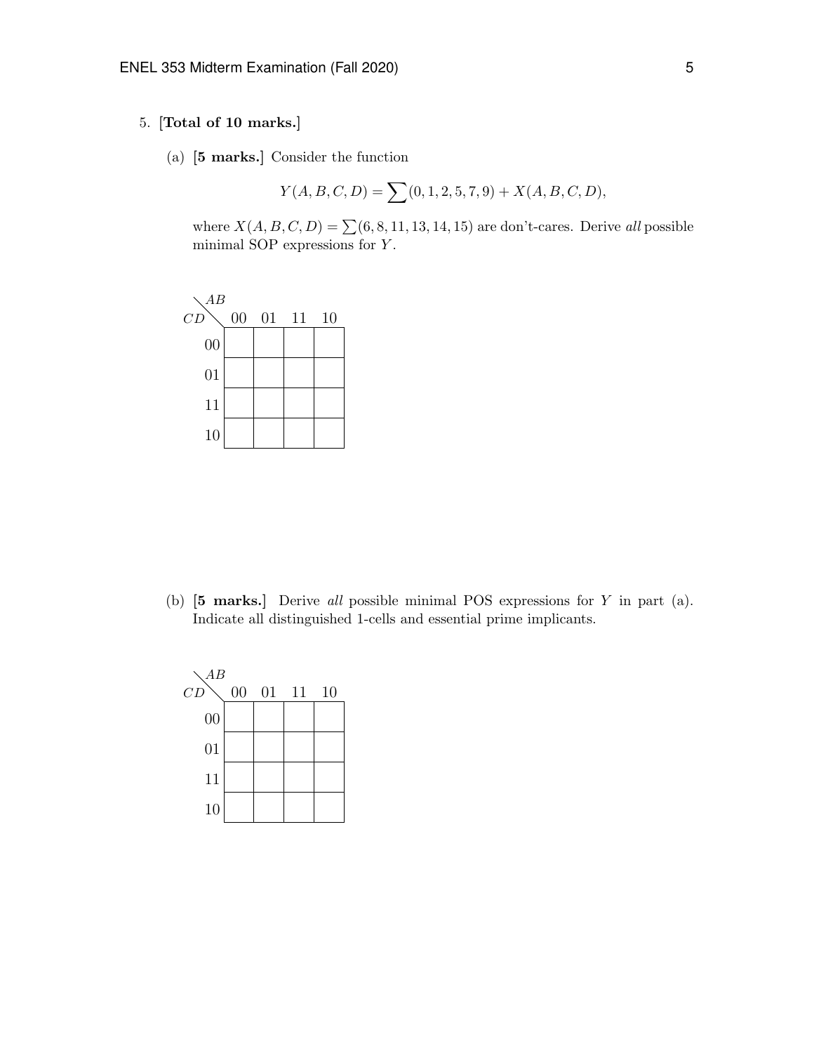5. **[Total of 10 marks.]**

   (a) **[5 marks.]** Consider the function

   $$Y(A,B,C,D) = \sum(0,1,2,5,7,9) + X(A,B,C,D),$$

   where $X(A,B,C,D) = \sum(6,8,11,13,14,15)$ are don't-cares. Derive *all* possible minimal SOP expressions for $Y$.

| $CD \backslash AB$ | 00 | 01 | 11 | 10 |
|---|---|---|---|---|
| 00 | | | | |
| 01 | | | | |
| 11 | | | | |
| 10 | | | | |

   (b) **[5 marks.]** Derive *all* possible minimal POS expressions for $Y$ in part (a). Indicate all distinguished 1-cells and essential prime implicants.

| $CD \backslash AB$ | 00 | 01 | 11 | 10 |
|---|---|---|---|---|
| 00 | | | | |
| 01 | | | | |
| 11 | | | | |
| 10 | | | | |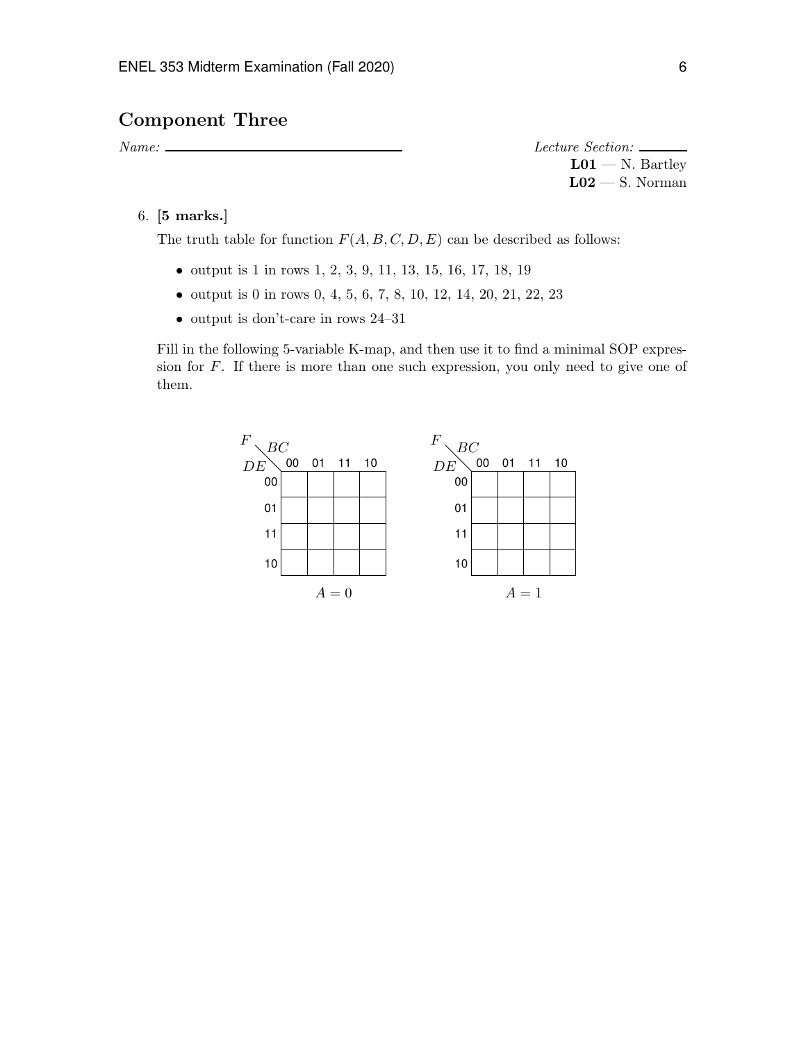## Component Three

*Name:* ______________________________ *Lecture Section:* ______
**L01** — N. Bartley
**L02** — S. Norman

6. **[5 marks.]**

   The truth table for function $F(A, B, C, D, E)$ can be described as follows:

   - output is 1 in rows 1, 2, 3, 9, 11, 13, 15, 16, 17, 18, 19
   - output is 0 in rows 0, 4, 5, 6, 7, 8, 10, 12, 14, 20, 21, 22, 23
   - output is don't-care in rows 24–31

   Fill in the following 5-variable K-map, and then use it to find a minimal SOP expression for $F$. If there is more than one such expression, you only need to give one of them.

$A = 0$

| $F$: $DE$ \ $BC$ | 00 | 01 | 11 | 10 |
| --- | --- | --- | --- | --- |
| 00 | | | | |
| 01 | | | | |
| 11 | | | | |
| 10 | | | | |

$A = 1$

| $F$: $DE$ \ $BC$ | 00 | 01 | 11 | 10 |
| --- | --- | --- | --- | --- |
| 00 | | | | |
| 01 | | | | |
| 11 | | | | |
| 10 | | | | |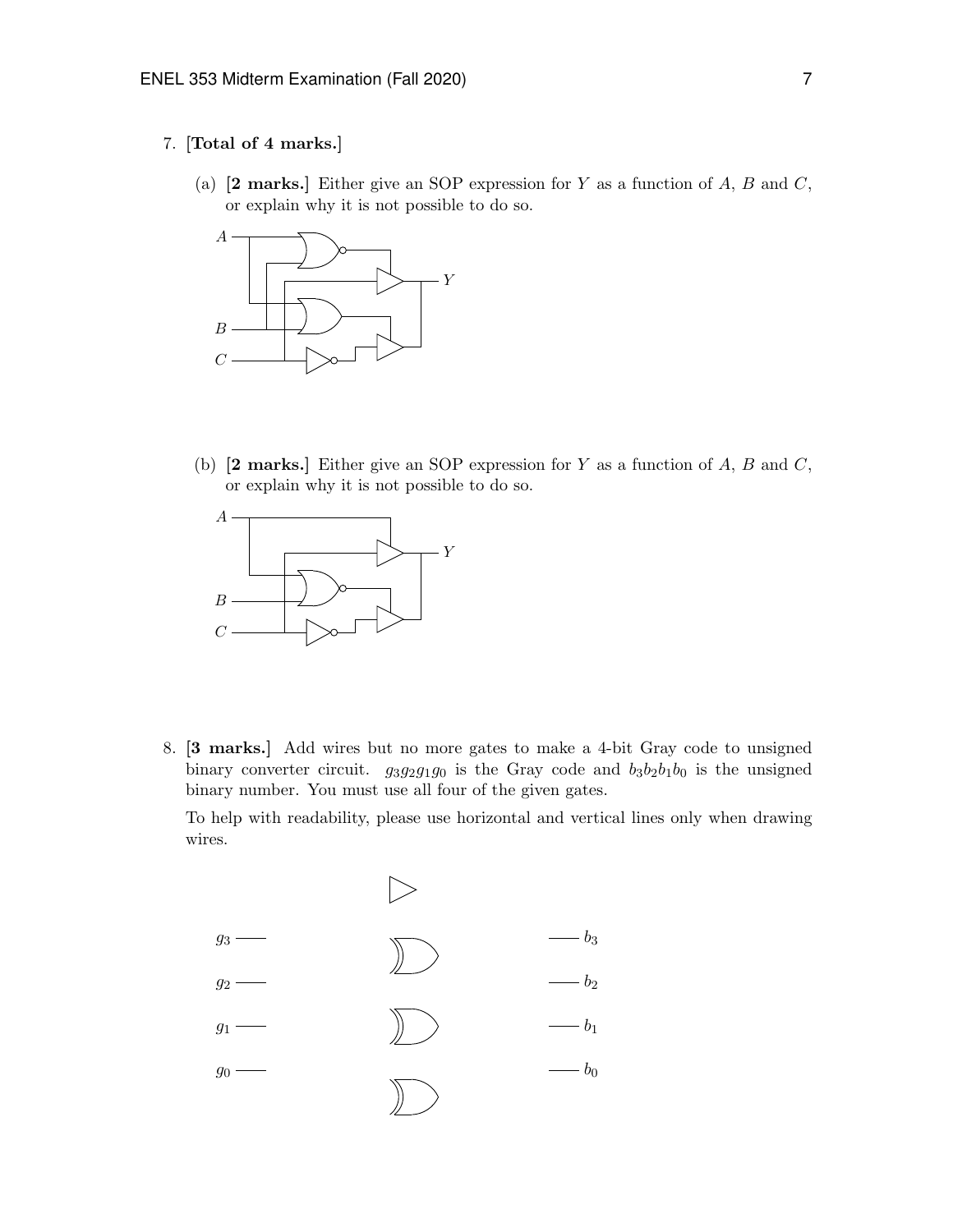7. **[Total of 4 marks.]**

   (a) **[2 marks.]** Either give an SOP expression for $Y$ as a function of $A$, $B$ and $C$, or explain why it is not possible to do so.

   (b) **[2 marks.]** Either give an SOP expression for $Y$ as a function of $A$, $B$ and $C$, or explain why it is not possible to do so.

8. **[3 marks.]** Add wires but no more gates to make a 4-bit Gray code to unsigned binary converter circuit. $g_3g_2g_1g_0$ is the Gray code and $b_3b_2b_1b_0$ is the unsigned binary number. You must use all four of the given gates.

   To help with readability, please use horizontal and vertical lines only when drawing wires.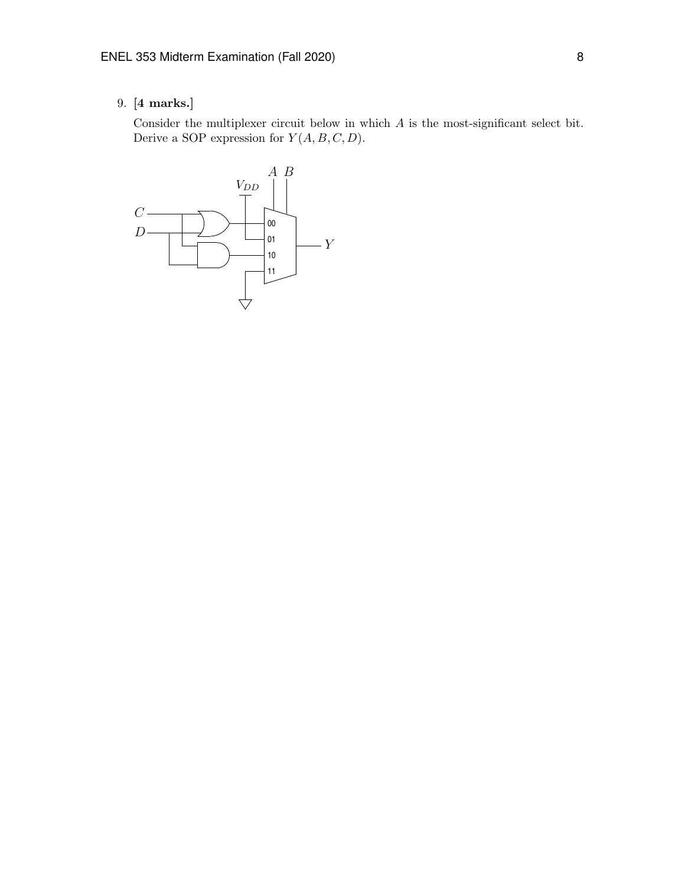9. **[4 marks.]**

Consider the multiplexer circuit below in which $A$ is the most-significant select bit. Derive a SOP expression for $Y(A, B, C, D)$.

$C$

$D$

$V_{DD}$

$A$ $B$

00

01

10

11

$Y$